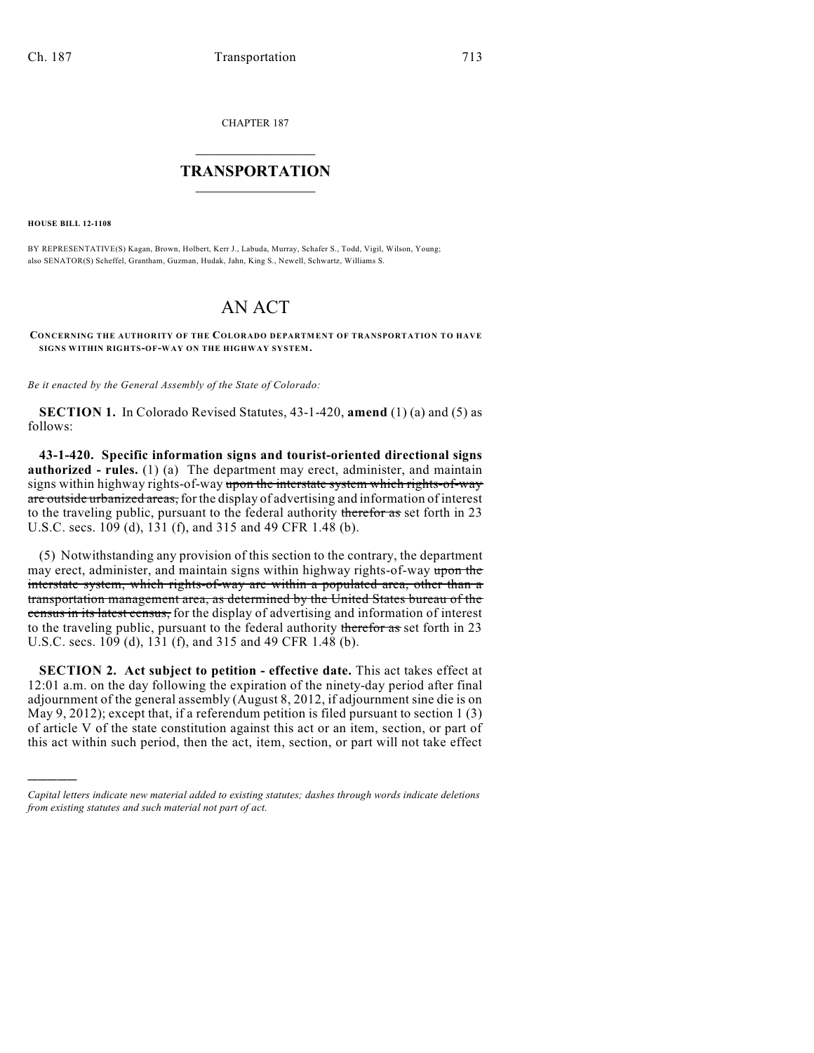CHAPTER 187

# TRANSPORTATION

**HOUSE BILL 12-1108**

BY REPRESENTATIVE(S) Kagan, Brown, Holbert, Kerr J., Labuda, Murray, Schafer S., Todd, Vigil, Wilson, Young; also SENATOR(S) Scheffel, Grantham, Guzman, Hudak, Jahn, King S., Newell, Schwartz, Williams S.

# AN ACT

**CONCERNING THE AUTHORITY OF THE COLORADO DEPARTMENT OF TRANSPORTATION TO HAVE SIGNS WITHIN RIGHTS-OF-WAY ON THE HIGHWAY SYSTEM.**

*Be it enacted by the General Assembly of the State of Colorado:*

**SECTION 1.** In Colorado Revised Statutes, 43-1-420, **amend** (1) (a) and (5) as follows:

**43-1-420. Specific information signs and tourist-oriented directional signs authorized - rules.** (1) (a) The department may erect, administer, and maintain signs within highway rights-of-way ~~upon the interstate system which rights-of-way are outside urbanized areas,~~ for the display of advertising and information of interest to the traveling public, pursuant to the federal authority ~~therefor as~~ set forth in 23 U.S.C. secs. 109 (d), 131 (f), and 315 and 49 CFR 1.48 (b).

(5) Notwithstanding any provision of this section to the contrary, the department may erect, administer, and maintain signs within highway rights-of-way ~~upon the interstate system, which rights-of-way are within a populated area, other than a transportation management area, as determined by the United States bureau of the census in its latest census,~~ for the display of advertising and information of interest to the traveling public, pursuant to the federal authority ~~therefor as~~ set forth in 23 U.S.C. secs. 109 (d), 131 (f), and 315 and 49 CFR 1.48 (b).

**SECTION 2. Act subject to petition - effective date.** This act takes effect at 12:01 a.m. on the day following the expiration of the ninety-day period after final adjournment of the general assembly (August 8, 2012, if adjournment sine die is on May 9, 2012); except that, if a referendum petition is filed pursuant to section 1 (3) of article V of the state constitution against this act or an item, section, or part of this act within such period, then the act, item, section, or part will not take effect

---

*Capital letters indicate new material added to existing statutes; dashes through words indicate deletions from existing statutes and such material not part of act.*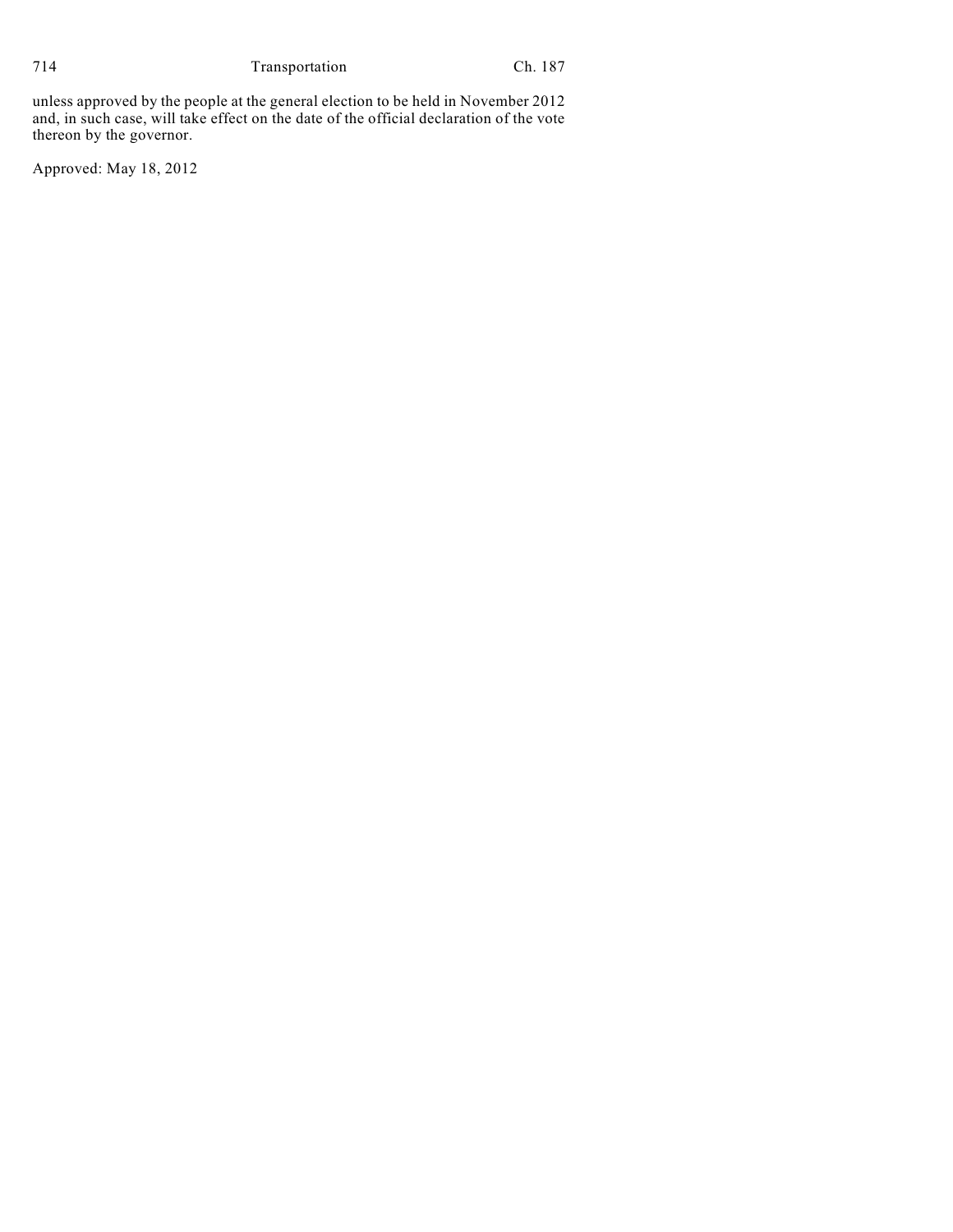unless approved by the people at the general election to be held in November 2012 and, in such case, will take effect on the date of the official declaration of the vote thereon by the governor.

Approved: May 18, 2012